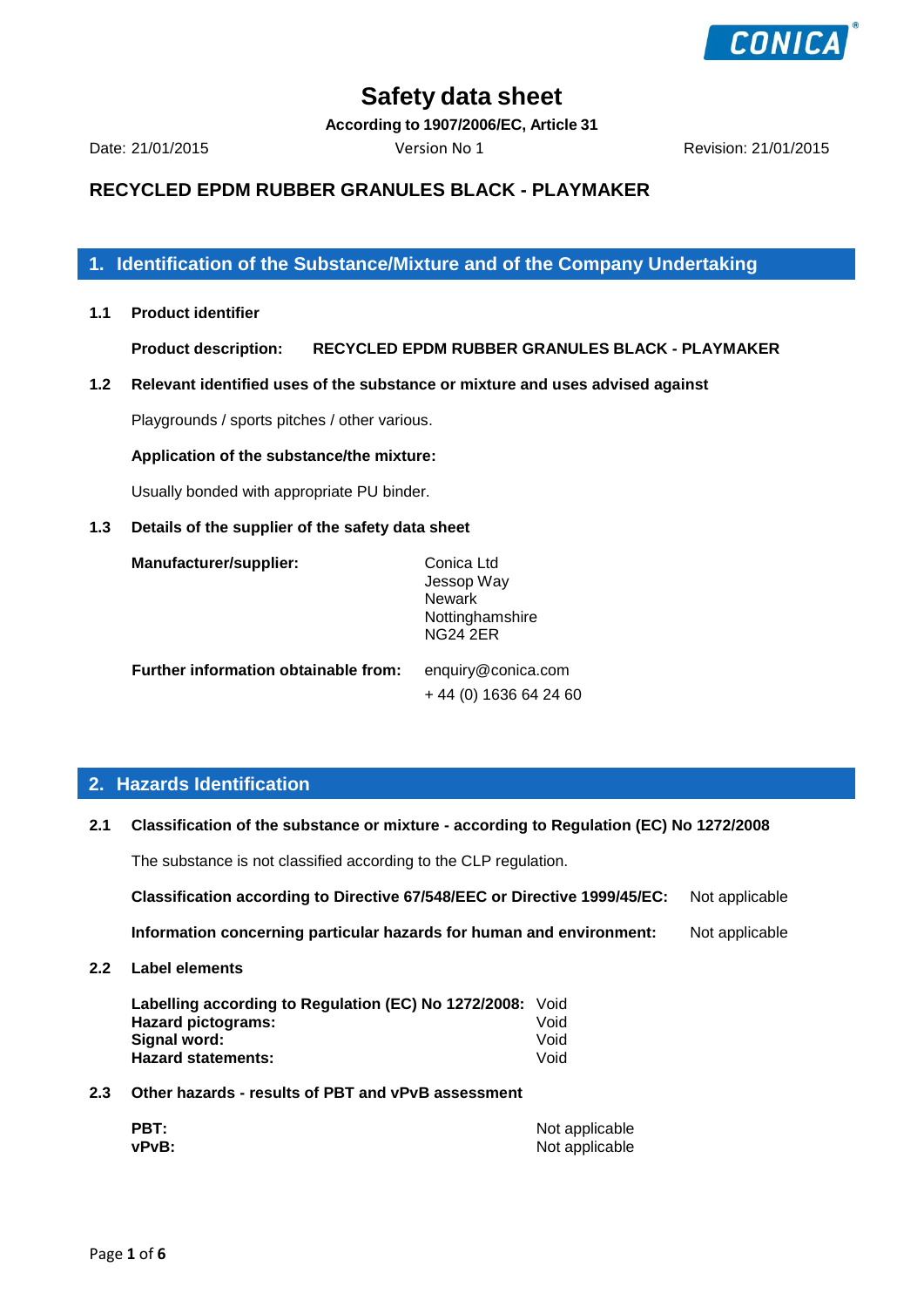# Safety data sheet

**According to 1907/2006/EC, Article 31**

Date: 21/01/2015 Version No 1 Revision: 21/01/2015

**RECYCLED EPDM RUBBER GRANULES BLACK - PLAYMAKER**

## 1. Identification of the Substance/Mixture and of the Company Undertaking

### 1.1 Product identifier

**Product description:** **RECYCLED EPDM RUBBER GRANULES BLACK - PLAYMAKER**

### 1.2 Relevant identified uses of the substance or mixture and uses advised against

Playgrounds / sports pitches / other various.

**Application of the substance/the mixture:**

Usually bonded with appropriate PU binder.

### 1.3 Details of the supplier of the safety data sheet

**Manufacturer/supplier:**

Conica Ltd
Jessop Way
Newark
Nottinghamshire
NG24 2ER

**Further information obtainable from:**

enquiry@conica.com
+ 44 (0) 1636 64 24 60

## 2. Hazards Identification

### 2.1 Classification of the substance or mixture - according to Regulation (EC) No 1272/2008

The substance is not classified according to the CLP regulation.

**Classification according to Directive 67/548/EEC or Directive 1999/45/EC:** Not applicable

**Information concerning particular hazards for human and environment:** Not applicable

### 2.2 Label elements

**Labelling according to Regulation (EC) No 1272/2008:** Void
**Hazard pictograms:** Void
**Signal word:** Void
**Hazard statements:** Void

### 2.3 Other hazards - results of PBT and vPvB assessment

**PBT:** Not applicable
**vPvB:** Not applicable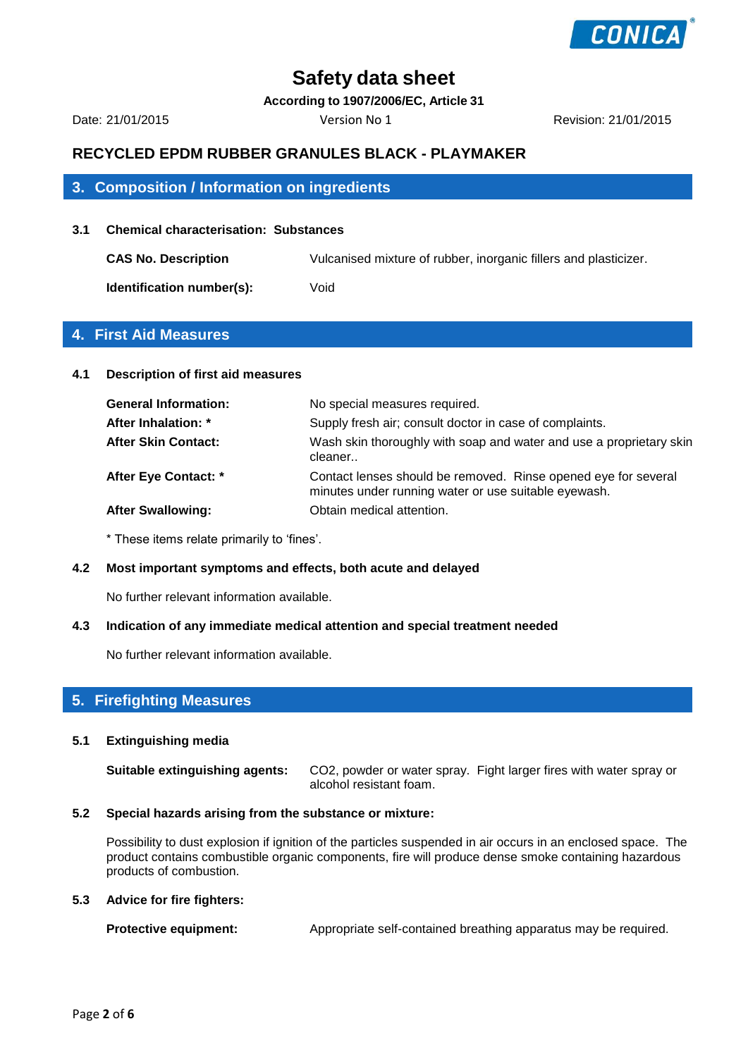# Safety data sheet

**According to 1907/2006/EC, Article 31**

Date: 21/01/2015 Version No 1 Revision: 21/01/2015

## RECYCLED EPDM RUBBER GRANULES BLACK - PLAYMAKER

## 3. Composition / Information on ingredients

### 3.1 Chemical characterisation: Substances

**CAS No. Description** Vulcanised mixture of rubber, inorganic fillers and plasticizer.

**Identification number(s):** Void

## 4. First Aid Measures

### 4.1 Description of first aid measures

**General Information:** No special measures required.

**After Inhalation: *** Supply fresh air; consult doctor in case of complaints.

**After Skin Contact:** Wash skin thoroughly with soap and water and use a proprietary skin cleaner..

**After Eye Contact: *** Contact lenses should be removed. Rinse opened eye for several minutes under running water or use suitable eyewash.

**After Swallowing:** Obtain medical attention.

* These items relate primarily to 'fines'.

### 4.2 Most important symptoms and effects, both acute and delayed

No further relevant information available.

### 4.3 Indication of any immediate medical attention and special treatment needed

No further relevant information available.

## 5. Firefighting Measures

### 5.1 Extinguishing media

**Suitable extinguishing agents:** $CO_2$, powder or water spray. Fight larger fires with water spray or alcohol resistant foam.

### 5.2 Special hazards arising from the substance or mixture:

Possibility to dust explosion if ignition of the particles suspended in air occurs in an enclosed space. The product contains combustible organic components, fire will produce dense smoke containing hazardous products of combustion.

### 5.3 Advice for fire fighters:

**Protective equipment:** Appropriate self-contained breathing apparatus may be required.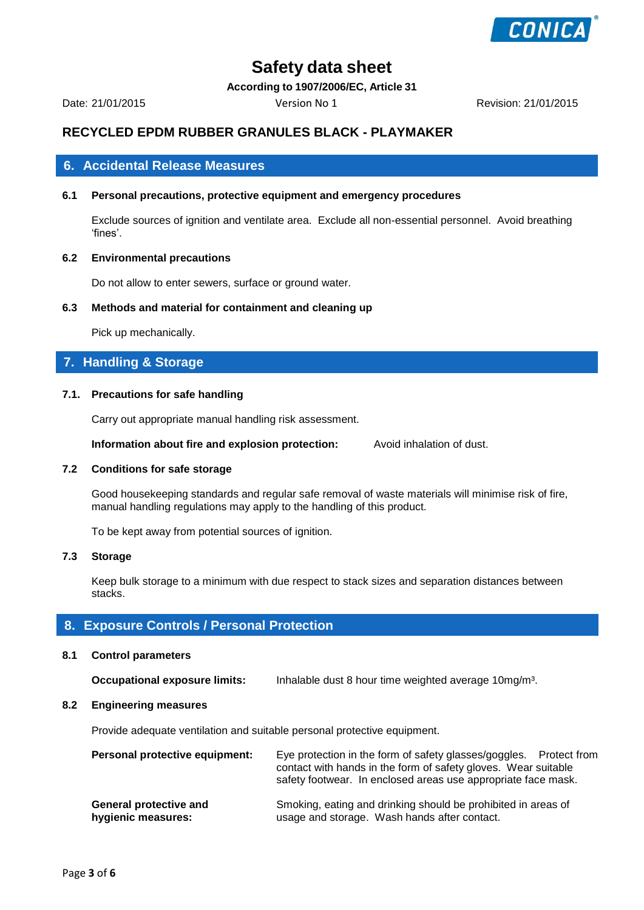# Safety data sheet

**According to 1907/2006/EC, Article 31**

Date: 21/01/2015 Version No 1 Revision: 21/01/2015

## RECYCLED EPDM RUBBER GRANULES BLACK - PLAYMAKER

## 6. Accidental Release Measures

### 6.1 Personal precautions, protective equipment and emergency procedures

Exclude sources of ignition and ventilate area. Exclude all non-essential personnel. Avoid breathing 'fines'.

### 6.2 Environmental precautions

Do not allow to enter sewers, surface or ground water.

### 6.3 Methods and material for containment and cleaning up

Pick up mechanically.

## 7. Handling & Storage

### 7.1. Precautions for safe handling

Carry out appropriate manual handling risk assessment.

**Information about fire and explosion protection:** Avoid inhalation of dust.

### 7.2 Conditions for safe storage

Good housekeeping standards and regular safe removal of waste materials will minimise risk of fire, manual handling regulations may apply to the handling of this product.

To be kept away from potential sources of ignition.

### 7.3 Storage

Keep bulk storage to a minimum with due respect to stack sizes and separation distances between stacks.

## 8. Exposure Controls / Personal Protection

### 8.1 Control parameters

**Occupational exposure limits:** Inhalable dust 8 hour time weighted average 10mg/m$^3$.

### 8.2 Engineering measures

Provide adequate ventilation and suitable personal protective equipment.

**Personal protective equipment:** Eye protection in the form of safety glasses/goggles. Protect from contact with hands in the form of safety gloves. Wear suitable safety footwear. In enclosed areas use appropriate face mask.

**General protective and hygienic measures:** Smoking, eating and drinking should be prohibited in areas of usage and storage. Wash hands after contact.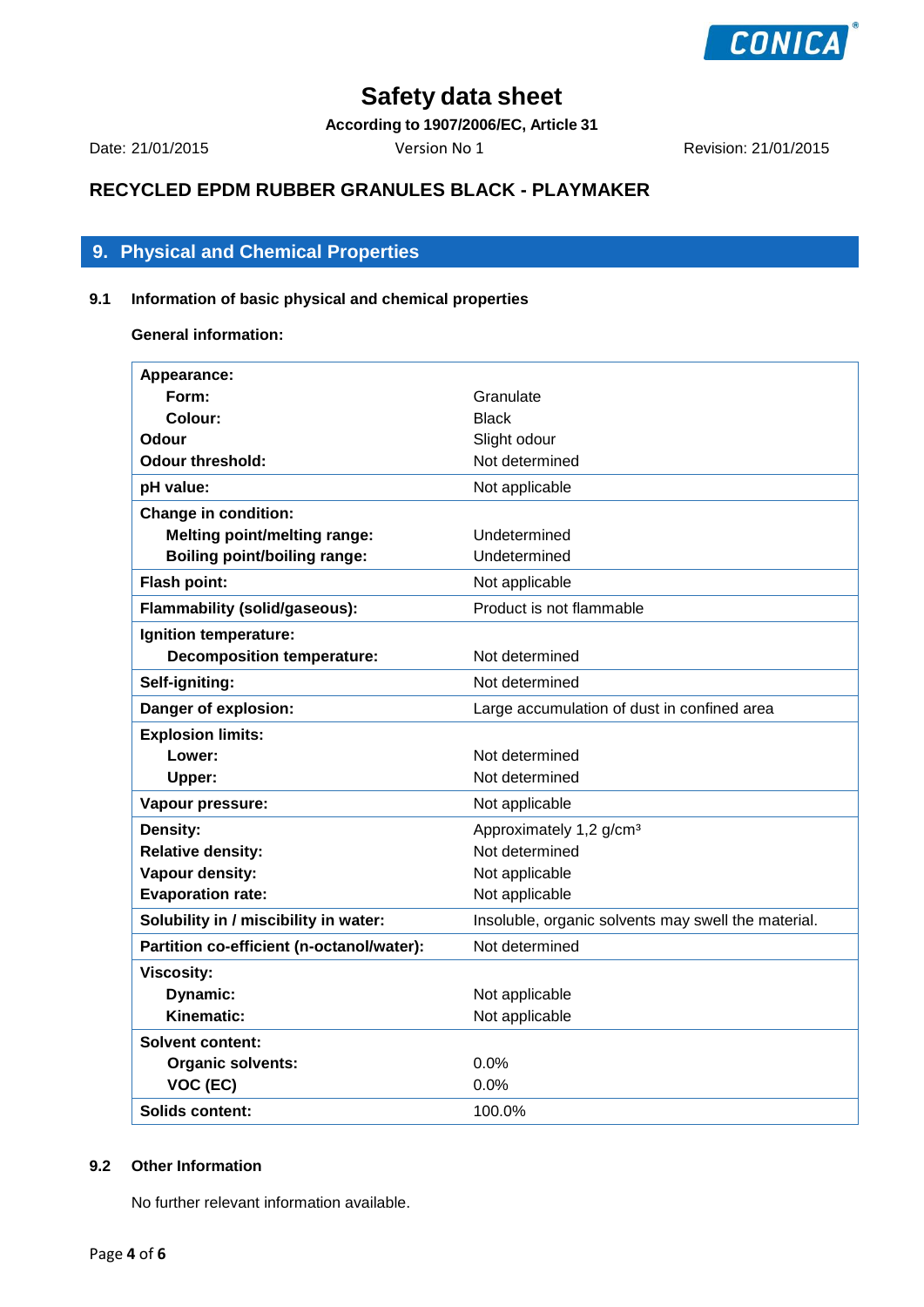# Safety data sheet

**According to 1907/2006/EC, Article 31**

Date: 21/01/2015 Version No 1 Revision: 21/01/2015

## RECYCLED EPDM RUBBER GRANULES BLACK - PLAYMAKER

## 9. Physical and Chemical Properties

### 9.1 Information of basic physical and chemical properties

**General information:**

| Property | Value |
|---|---|
| **Appearance:** | |
| **Form:** | Granulate |
| **Colour:** | Black |
| **Odour** | Slight odour |
| **Odour threshold:** | Not determined |
| **pH value:** | Not applicable |
| **Change in condition:** | |
| **Melting point/melting range:** | Undetermined |
| **Boiling point/boiling range:** | Undetermined |
| **Flash point:** | Not applicable |
| **Flammability (solid/gaseous):** | Product is not flammable |
| **Ignition temperature:** | |
| **Decomposition temperature:** | Not determined |
| **Self-igniting:** | Not determined |
| **Danger of explosion:** | Large accumulation of dust in confined area |
| **Explosion limits:** | |
| **Lower:** | Not determined |
| **Upper:** | Not determined |
| **Vapour pressure:** | Not applicable |
| **Density:** | Approximately 1,2 g/cm³ |
| **Relative density:** | Not determined |
| **Vapour density:** | Not applicable |
| **Evaporation rate:** | Not applicable |
| **Solubility in / miscibility in water:** | Insoluble, organic solvents may swell the material. |
| **Partition co-efficient (n-octanol/water):** | Not determined |
| **Viscosity:** | |
| **Dynamic:** | Not applicable |
| **Kinematic:** | Not applicable |
| **Solvent content:** | |
| **Organic solvents:** | 0.0% |
| **VOC (EC)** | 0.0% |
| **Solids content:** | 100.0% |

### 9.2 Other Information

No further relevant information available.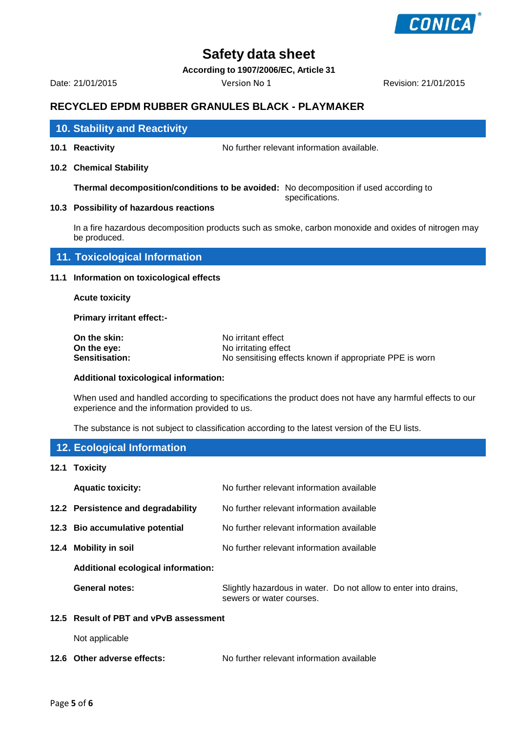## 10. Stability and Reactivity

**10.1 Reactivity** — No further relevant information available.

**10.2 Chemical Stability**

**Thermal decomposition/conditions to be avoided:** No decomposition if used according to specifications.

**10.3 Possibility of hazardous reactions**

In a fire hazardous decomposition products such as smoke, carbon monoxide and oxides of nitrogen may be produced.

## 11. Toxicological Information

**11.1 Information on toxicological effects**

**Acute toxicity**

**Primary irritant effect:-**

| | |
|---|---|
| **On the skin:** | No irritant effect |
| **On the eye:** | No irritating effect |
| **Sensitisation:** | No sensitising effects known if appropriate PPE is worn |

**Additional toxicological information:**

When used and handled according to specifications the product does not have any harmful effects to our experience and the information provided to us.

The substance is not subject to classification according to the latest version of the EU lists.

## 12. Ecological Information

**12.1 Toxicity**

| | |
|---|---|
| **Aquatic toxicity:** | No further relevant information available |
| **12.2 Persistence and degradability** | No further relevant information available |
| **12.3 Bio accumulative potential** | No further relevant information available |
| **12.4 Mobility in soil** | No further relevant information available |

**Additional ecological information:**

**General notes:** Slightly hazardous in water. Do not allow to enter into drains, sewers or water courses.

**12.5 Result of PBT and vPvB assessment**

Not applicable

**12.6 Other adverse effects:** No further relevant information available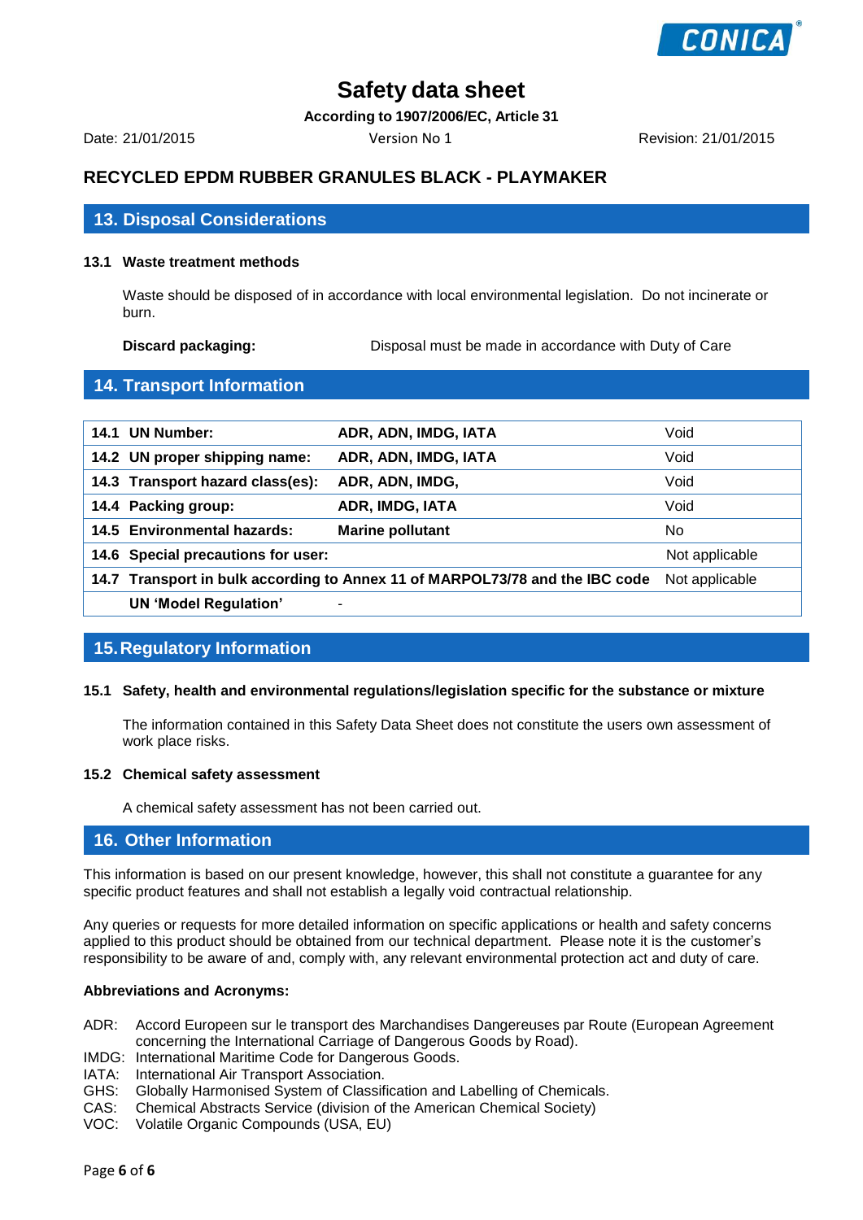# Safety data sheet

**According to 1907/2006/EC, Article 31**

Date: 21/01/2015 Version No 1 Revision: 21/01/2015

## RECYCLED EPDM RUBBER GRANULES BLACK - PLAYMAKER

## 13. Disposal Considerations

### 13.1 Waste treatment methods

Waste should be disposed of in accordance with local environmental legislation. Do not incinerate or burn.

**Discard packaging:** Disposal must be made in accordance with Duty of Care

## 14. Transport Information

| | | |
|---|---|---|
| **14.1 UN Number:** | **ADR, ADN, IMDG, IATA** | Void |
| **14.2 UN proper shipping name:** | **ADR, ADN, IMDG, IATA** | Void |
| **14.3 Transport hazard class(es):** | **ADR, ADN, IMDG,** | Void |
| **14.4 Packing group:** | **ADR, IMDG, IATA** | Void |
| **14.5 Environmental hazards:** | **Marine pollutant** | No |
| **14.6 Special precautions for user:** | | Not applicable |
| **14.7 Transport in bulk according to Annex 11 of MARPOL73/78 and the IBC code** | | Not applicable |
| **UN 'Model Regulation'** | - | |

## 15. Regulatory Information

### 15.1 Safety, health and environmental regulations/legislation specific for the substance or mixture

The information contained in this Safety Data Sheet does not constitute the users own assessment of work place risks.

### 15.2 Chemical safety assessment

A chemical safety assessment has not been carried out.

## 16. Other Information

This information is based on our present knowledge, however, this shall not constitute a guarantee for any specific product features and shall not establish a legally void contractual relationship.

Any queries or requests for more detailed information on specific applications or health and safety concerns applied to this product should be obtained from our technical department. Please note it is the customer's responsibility to be aware of and, comply with, any relevant environmental protection act and duty of care.

**Abbreviations and Acronyms:**

- ADR: Accord Europeen sur le transport des Marchandises Dangereuses par Route (European Agreement concerning the International Carriage of Dangerous Goods by Road).
- IMDG: International Maritime Code for Dangerous Goods.
- IATA: International Air Transport Association.
- GHS: Globally Harmonised System of Classification and Labelling of Chemicals.
- CAS: Chemical Abstracts Service (division of the American Chemical Society)
- VOC: Volatile Organic Compounds (USA, EU)